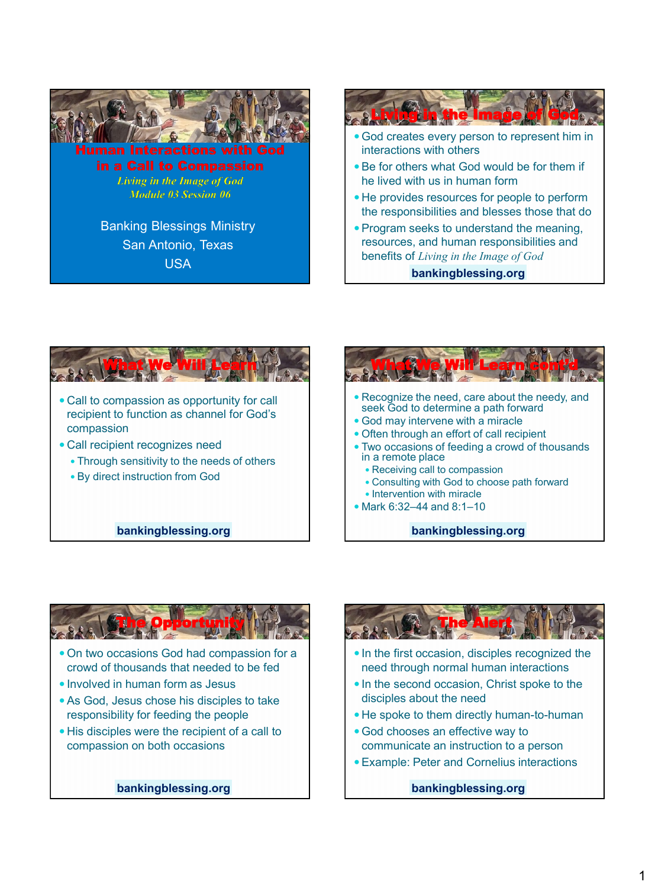# Human Interactions with God in a Call to Compassion

*Living in the Image of God*
*Module 03 Session 06*

Banking Blessings Ministry
San Antonio, Texas
USA

## Living in the Image of God

- God creates every person to represent him in interactions with others
- Be for others what God would be for them if he lived with us in human form
- He provides resources for people to perform the responsibilities and blesses those that do
- Program seeks to understand the meaning, resources, and human responsibilities and benefits of *Living in the Image of God*

**bankingblessing.org**

## What We Will Learn

- Call to compassion as opportunity for call recipient to function as channel for God's compassion
- Call recipient recognizes need
  - Through sensitivity to the needs of others
  - By direct instruction from God

**bankingblessing.org**

## What We Will Learn cont'd

- Recognize the need, care about the needy, and seek God to determine a path forward
- God may intervene with a miracle
- Often through an effort of call recipient
- Two occasions of feeding a crowd of thousands in a remote place
  - Receiving call to compassion
  - Consulting with God to choose path forward
  - Intervention with miracle
- Mark 6:32–44 and 8:1–10

**bankingblessing.org**

## The Opportunity

- On two occasions God had compassion for a crowd of thousands that needed to be fed
- Involved in human form as Jesus
- As God, Jesus chose his disciples to take responsibility for feeding the people
- His disciples were the recipient of a call to compassion on both occasions

**bankingblessing.org**

## The Alert

- In the first occasion, disciples recognized the need through normal human interactions
- In the second occasion, Christ spoke to the disciples about the need
- He spoke to them directly human-to-human
- God chooses an effective way to communicate an instruction to a person
- Example: Peter and Cornelius interactions

**bankingblessing.org**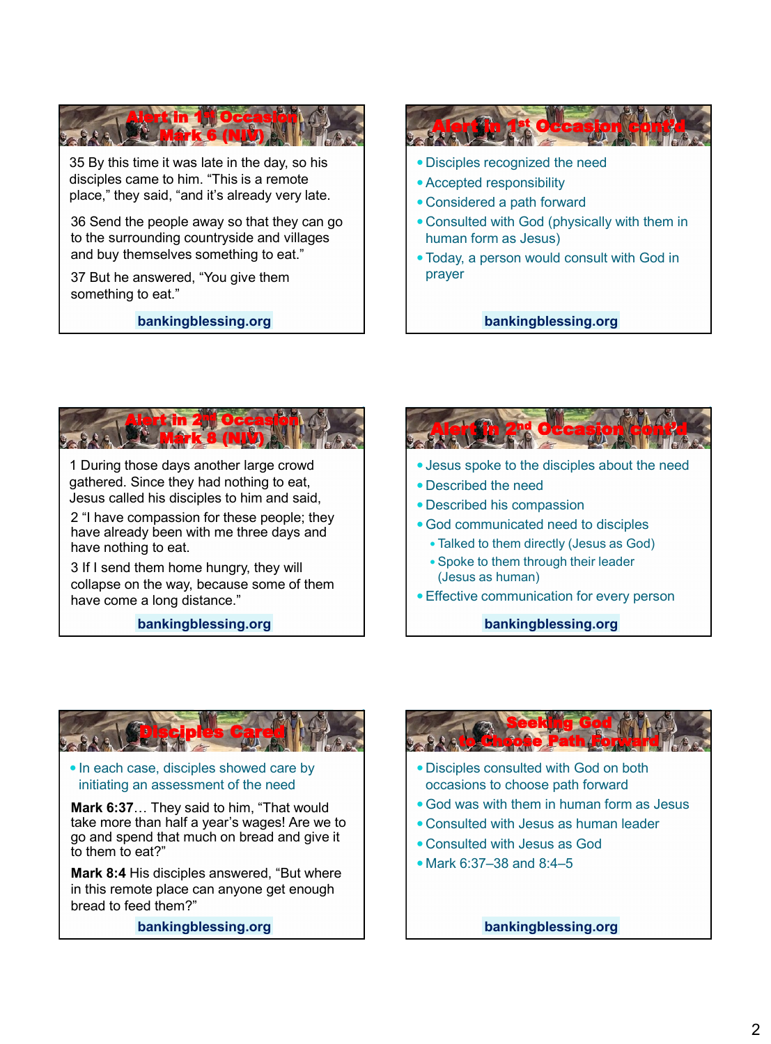## Alert in 1st Occasion Mark 6 (NIV)

35 By this time it was late in the day, so his disciples came to him. "This is a remote place," they said, "and it's already very late.

36 Send the people away so that they can go to the surrounding countryside and villages and buy themselves something to eat."

37 But he answered, "You give them something to eat."

bankingblessing.org

## Alert in 1st Occasion cont'd

- Disciples recognized the need
- Accepted responsibility
- Considered a path forward
- Consulted with God (physically with them in human form as Jesus)
- Today, a person would consult with God in prayer

bankingblessing.org

## Alert in 2nd Occasion Mark 8 (NIV)

1 During those days another large crowd gathered. Since they had nothing to eat, Jesus called his disciples to him and said,

2 "I have compassion for these people; they have already been with me three days and have nothing to eat.

3 If I send them home hungry, they will collapse on the way, because some of them have come a long distance."

bankingblessing.org

## Alert in 2nd Occasion cont'd

- Jesus spoke to the disciples about the need
- Described the need
- Described his compassion
- God communicated need to disciples
  - Talked to them directly (Jesus as God)
  - Spoke to them through their leader (Jesus as human)
- Effective communication for every person

bankingblessing.org

## Disciples Cared

- In each case, disciples showed care by initiating an assessment of the need

**Mark 6:37**… They said to him, "That would take more than half a year's wages! Are we to go and spend that much on bread and give it to them to eat?"

**Mark 8:4** His disciples answered, "But where in this remote place can anyone get enough bread to feed them?"

bankingblessing.org

## Seeking God to Choose Path Forward

- Disciples consulted with God on both occasions to choose path forward
- God was with them in human form as Jesus
- Consulted with Jesus as human leader
- Consulted with Jesus as God
- Mark 6:37–38 and 8:4–5

bankingblessing.org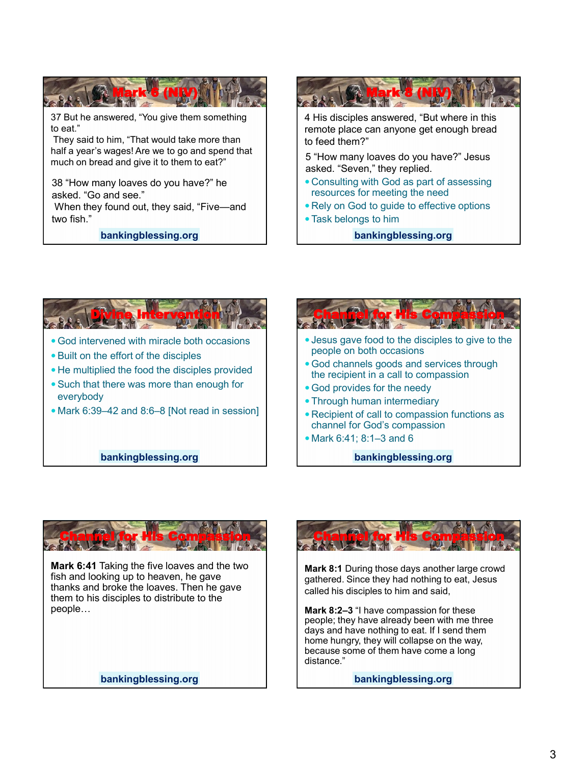## Mark 6 (NIV)

37 But he answered, “You give them something to eat.”
 They said to him, “That would take more than half a year’s wages! Are we to go and spend that much on bread and give it to them to eat?”

38 “How many loaves do you have?” he asked. “Go and see.”
 When they found out, they said, “Five—and two fish.”

bankingblessing.org

## Mark 8 (NIV)

4 His disciples answered, “But where in this remote place can anyone get enough bread to feed them?”

5 “How many loaves do you have?” Jesus asked. “Seven,” they replied.

- Consulting with God as part of assessing resources for meeting the need
- Rely on God to guide to effective options
- Task belongs to him

bankingblessing.org

## Divine Intervention

- God intervened with miracle both occasions
- Built on the effort of the disciples
- He multiplied the food the disciples provided
- Such that there was more than enough for everybody
- Mark 6:39–42 and 8:6–8 [Not read in session]

bankingblessing.org

## Channel for His Compassion

- Jesus gave food to the disciples to give to the people on both occasions
- God channels goods and services through the recipient in a call to compassion
- God provides for the needy
- Through human intermediary
- Recipient of call to compassion functions as channel for God’s compassion
- Mark 6:41; 8:1–3 and 6

bankingblessing.org

## Channel for His Compassion

**Mark 6:41** Taking the five loaves and the two fish and looking up to heaven, he gave thanks and broke the loaves. Then he gave them to his disciples to distribute to the people…

bankingblessing.org

## Channel for His Compassion

**Mark 8:1** During those days another large crowd gathered. Since they had nothing to eat, Jesus called his disciples to him and said,

**Mark 8:2–3** “I have compassion for these people; they have already been with me three days and have nothing to eat. If I send them home hungry, they will collapse on the way, because some of them have come a long distance.”

bankingblessing.org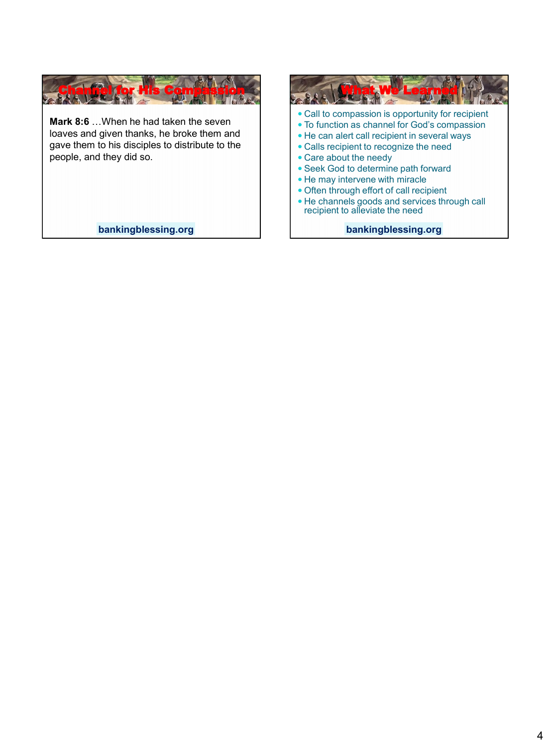## Channel for His Compassion

**Mark 8:6** …When he had taken the seven loaves and given thanks, he broke them and gave them to his disciples to distribute to the people, and they did so.

bankingblessing.org

## What We Learned

- Call to compassion is opportunity for recipient
- To function as channel for God's compassion
- He can alert call recipient in several ways
- Calls recipient to recognize the need
- Care about the needy
- Seek God to determine path forward
- He may intervene with miracle
- Often through effort of call recipient
- He channels goods and services through call recipient to alleviate the need

bankingblessing.org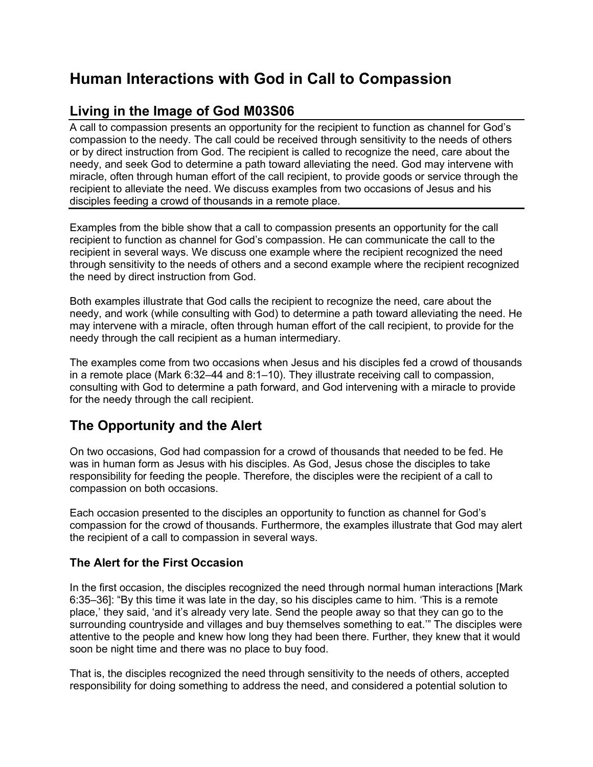# Human Interactions with God in Call to Compassion

## Living in the Image of God M03S06

A call to compassion presents an opportunity for the recipient to function as channel for God's compassion to the needy. The call could be received through sensitivity to the needs of others or by direct instruction from God. The recipient is called to recognize the need, care about the needy, and seek God to determine a path toward alleviating the need. God may intervene with miracle, often through human effort of the call recipient, to provide goods or service through the recipient to alleviate the need. We discuss examples from two occasions of Jesus and his disciples feeding a crowd of thousands in a remote place.

Examples from the bible show that a call to compassion presents an opportunity for the call recipient to function as channel for God's compassion. He can communicate the call to the recipient in several ways. We discuss one example where the recipient recognized the need through sensitivity to the needs of others and a second example where the recipient recognized the need by direct instruction from God.

Both examples illustrate that God calls the recipient to recognize the need, care about the needy, and work (while consulting with God) to determine a path toward alleviating the need. He may intervene with a miracle, often through human effort of the call recipient, to provide for the needy through the call recipient as a human intermediary.

The examples come from two occasions when Jesus and his disciples fed a crowd of thousands in a remote place (Mark 6:32–44 and 8:1–10). They illustrate receiving call to compassion, consulting with God to determine a path forward, and God intervening with a miracle to provide for the needy through the call recipient.

## The Opportunity and the Alert

On two occasions, God had compassion for a crowd of thousands that needed to be fed. He was in human form as Jesus with his disciples. As God, Jesus chose the disciples to take responsibility for feeding the people. Therefore, the disciples were the recipient of a call to compassion on both occasions.

Each occasion presented to the disciples an opportunity to function as channel for God's compassion for the crowd of thousands. Furthermore, the examples illustrate that God may alert the recipient of a call to compassion in several ways.

### The Alert for the First Occasion

In the first occasion, the disciples recognized the need through normal human interactions [Mark 6:35–36]: "By this time it was late in the day, so his disciples came to him. 'This is a remote place,' they said, 'and it's already very late. Send the people away so that they can go to the surrounding countryside and villages and buy themselves something to eat.'" The disciples were attentive to the people and knew how long they had been there. Further, they knew that it would soon be night time and there was no place to buy food.

That is, the disciples recognized the need through sensitivity to the needs of others, accepted responsibility for doing something to address the need, and considered a potential solution to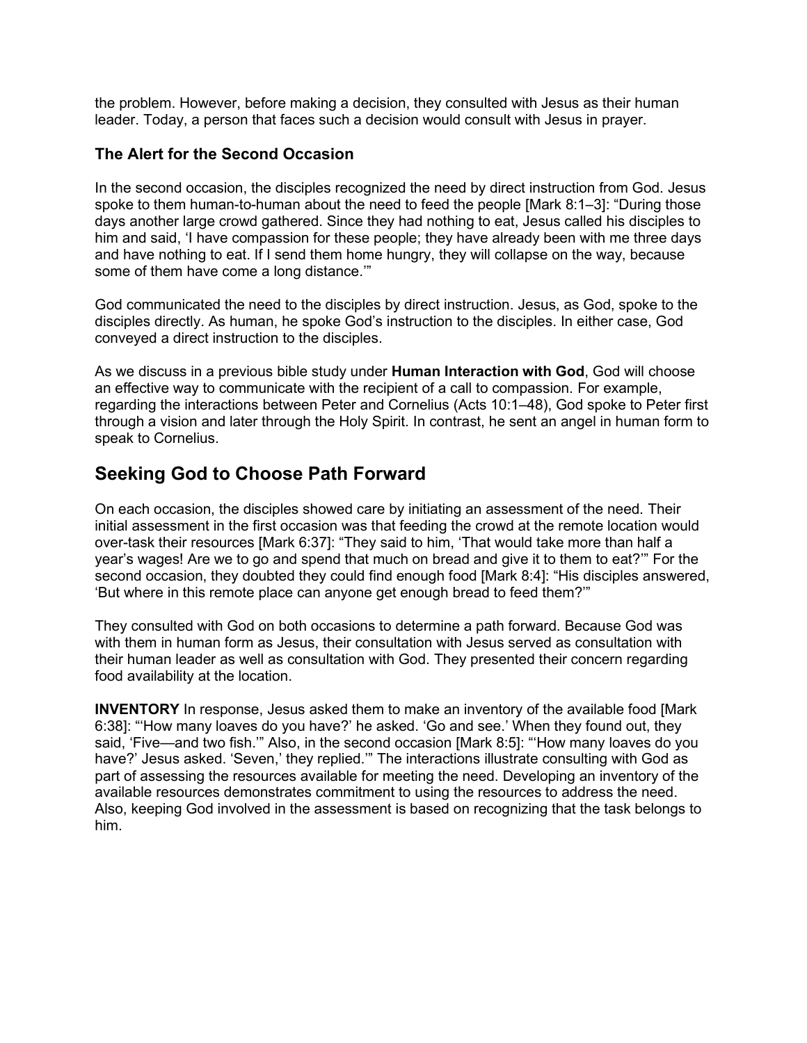the problem. However, before making a decision, they consulted with Jesus as their human leader. Today, a person that faces such a decision would consult with Jesus in prayer.

### The Alert for the Second Occasion

In the second occasion, the disciples recognized the need by direct instruction from God. Jesus spoke to them human-to-human about the need to feed the people [Mark 8:1–3]: "During those days another large crowd gathered. Since they had nothing to eat, Jesus called his disciples to him and said, 'I have compassion for these people; they have already been with me three days and have nothing to eat. If I send them home hungry, they will collapse on the way, because some of them have come a long distance.'"

God communicated the need to the disciples by direct instruction. Jesus, as God, spoke to the disciples directly. As human, he spoke God's instruction to the disciples. In either case, God conveyed a direct instruction to the disciples.

As we discuss in a previous bible study under **Human Interaction with God**, God will choose an effective way to communicate with the recipient of a call to compassion. For example, regarding the interactions between Peter and Cornelius (Acts 10:1–48), God spoke to Peter first through a vision and later through the Holy Spirit. In contrast, he sent an angel in human form to speak to Cornelius.

## Seeking God to Choose Path Forward

On each occasion, the disciples showed care by initiating an assessment of the need. Their initial assessment in the first occasion was that feeding the crowd at the remote location would over-task their resources [Mark 6:37]: "They said to him, 'That would take more than half a year's wages! Are we to go and spend that much on bread and give it to them to eat?'" For the second occasion, they doubted they could find enough food [Mark 8:4]: "His disciples answered, 'But where in this remote place can anyone get enough bread to feed them?'"

They consulted with God on both occasions to determine a path forward. Because God was with them in human form as Jesus, their consultation with Jesus served as consultation with their human leader as well as consultation with God. They presented their concern regarding food availability at the location.

**INVENTORY** In response, Jesus asked them to make an inventory of the available food [Mark 6:38]: "'How many loaves do you have?' he asked. 'Go and see.' When they found out, they said, 'Five—and two fish.'" Also, in the second occasion [Mark 8:5]: "'How many loaves do you have?' Jesus asked. 'Seven,' they replied.'" The interactions illustrate consulting with God as part of assessing the resources available for meeting the need. Developing an inventory of the available resources demonstrates commitment to using the resources to address the need. Also, keeping God involved in the assessment is based on recognizing that the task belongs to him.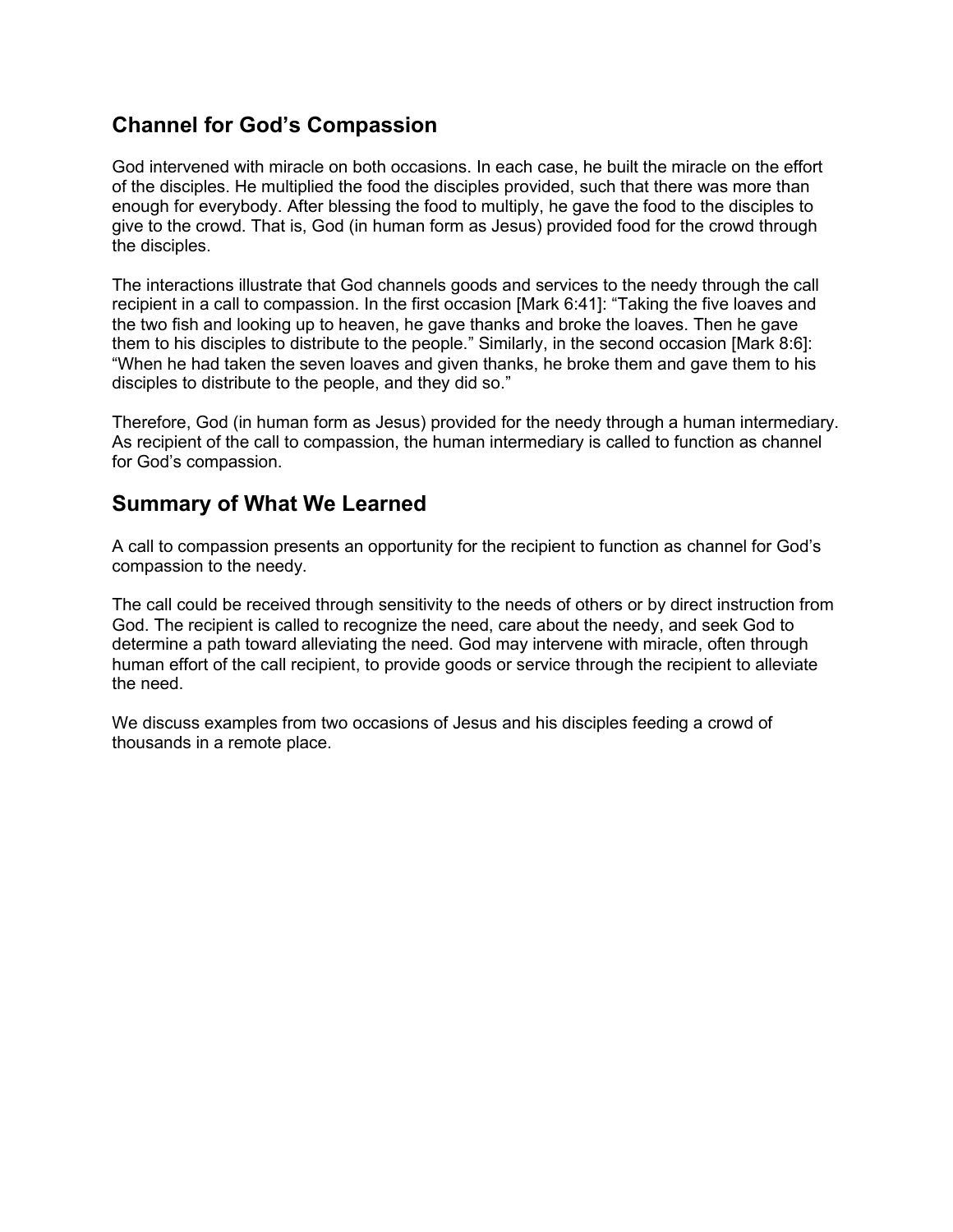## Channel for God's Compassion

God intervened with miracle on both occasions. In each case, he built the miracle on the effort of the disciples. He multiplied the food the disciples provided, such that there was more than enough for everybody. After blessing the food to multiply, he gave the food to the disciples to give to the crowd. That is, God (in human form as Jesus) provided food for the crowd through the disciples.

The interactions illustrate that God channels goods and services to the needy through the call recipient in a call to compassion. In the first occasion [Mark 6:41]: "Taking the five loaves and the two fish and looking up to heaven, he gave thanks and broke the loaves. Then he gave them to his disciples to distribute to the people." Similarly, in the second occasion [Mark 8:6]: "When he had taken the seven loaves and given thanks, he broke them and gave them to his disciples to distribute to the people, and they did so."

Therefore, God (in human form as Jesus) provided for the needy through a human intermediary. As recipient of the call to compassion, the human intermediary is called to function as channel for God's compassion.

## Summary of What We Learned

A call to compassion presents an opportunity for the recipient to function as channel for God's compassion to the needy.

The call could be received through sensitivity to the needs of others or by direct instruction from God. The recipient is called to recognize the need, care about the needy, and seek God to determine a path toward alleviating the need. God may intervene with miracle, often through human effort of the call recipient, to provide goods or service through the recipient to alleviate the need.

We discuss examples from two occasions of Jesus and his disciples feeding a crowd of thousands in a remote place.